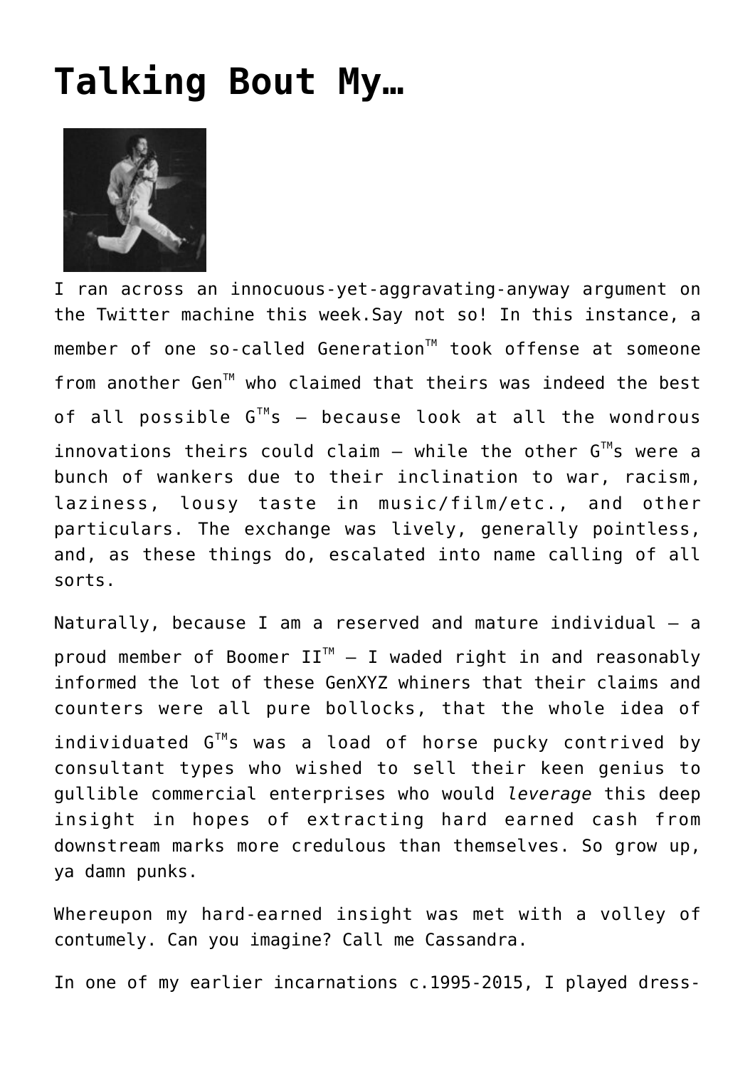# Talking Bout My…

I ran across an innocuous-yet-aggravating-anyway argument on the Twitter machine this week.Say not so! In this instance, a member of one so-called Generation™ took offense at someone from another Gen™ who claimed that theirs was indeed the best of all possible G™s – because look at all the wondrous innovations theirs could claim – while the other G™s were a bunch of wankers due to their inclination to war, racism, laziness, lousy taste in music/film/etc., and other particulars. The exchange was lively, generally pointless, and, as these things do, escalated into name calling of all sorts.

Naturally, because I am a reserved and mature individual – a proud member of Boomer II™ – I waded right in and reasonably informed the lot of these GenXYZ whiners that their claims and counters were all pure bollocks, that the whole idea of individuated G™s was a load of horse pucky contrived by consultant types who wished to sell their keen genius to gullible commercial enterprises who would *leverage* this deep insight in hopes of extracting hard earned cash from downstream marks more credulous than themselves. So grow up, ya damn punks.

Whereupon my hard-earned insight was met with a volley of contumely. Can you imagine? Call me Cassandra.

In one of my earlier incarnations c.1995-2015, I played dress-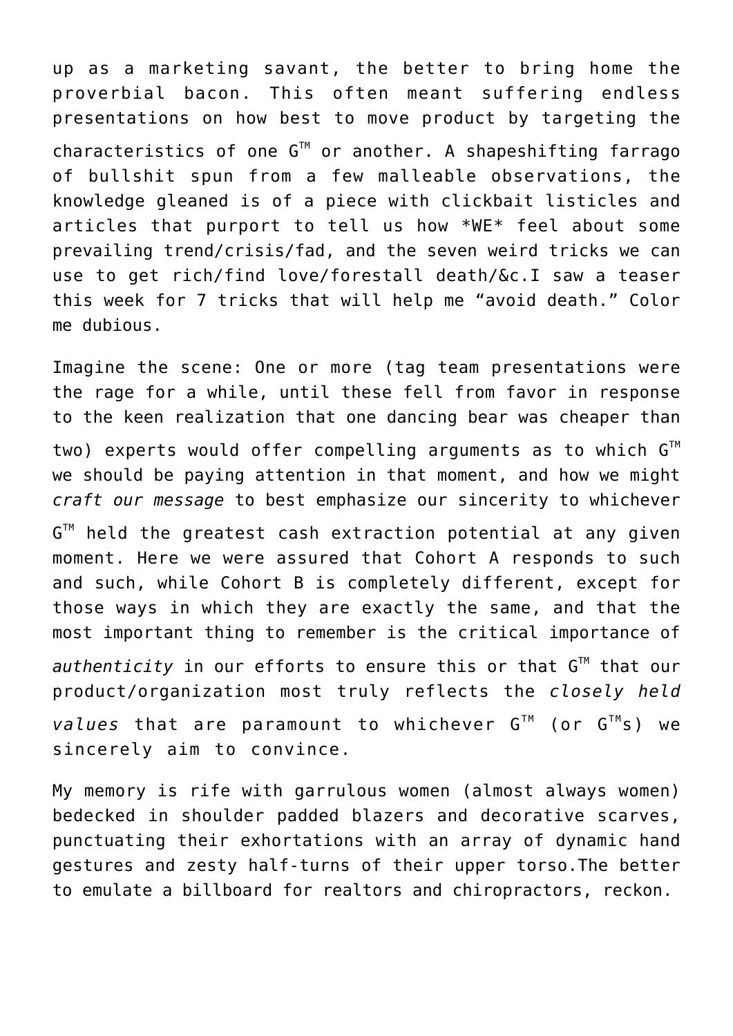up as a marketing savant, the better to bring home the proverbial bacon. This often meant suffering endless presentations on how best to move product by targeting the characteristics of one G™ or another. A shapeshifting farrago of bullshit spun from a few malleable observations, the knowledge gleaned is of a piece with clickbait listicles and articles that purport to tell us how *WE* feel about some prevailing trend/crisis/fad, and the seven weird tricks we can use to get rich/find love/forestall death/&c.I saw a teaser this week for 7 tricks that will help me "avoid death." Color me dubious.

Imagine the scene: One or more (tag team presentations were the rage for a while, until these fell from favor in response to the keen realization that one dancing bear was cheaper than two) experts would offer compelling arguments as to which G™ we should be paying attention in that moment, and how we might *craft our message* to best emphasize our sincerity to whichever G™ held the greatest cash extraction potential at any given moment. Here we were assured that Cohort A responds to such and such, while Cohort B is completely different, except for those ways in which they are exactly the same, and that the most important thing to remember is the critical importance of *authenticity* in our efforts to ensure this or that G™ that our product/organization most truly reflects the *closely held values* that are paramount to whichever G™ (or G™s) we sincerely aim to convince.

My memory is rife with garrulous women (almost always women) bedecked in shoulder padded blazers and decorative scarves, punctuating their exhortations with an array of dynamic hand gestures and zesty half-turns of their upper torso.The better to emulate a billboard for realtors and chiropractors, reckon.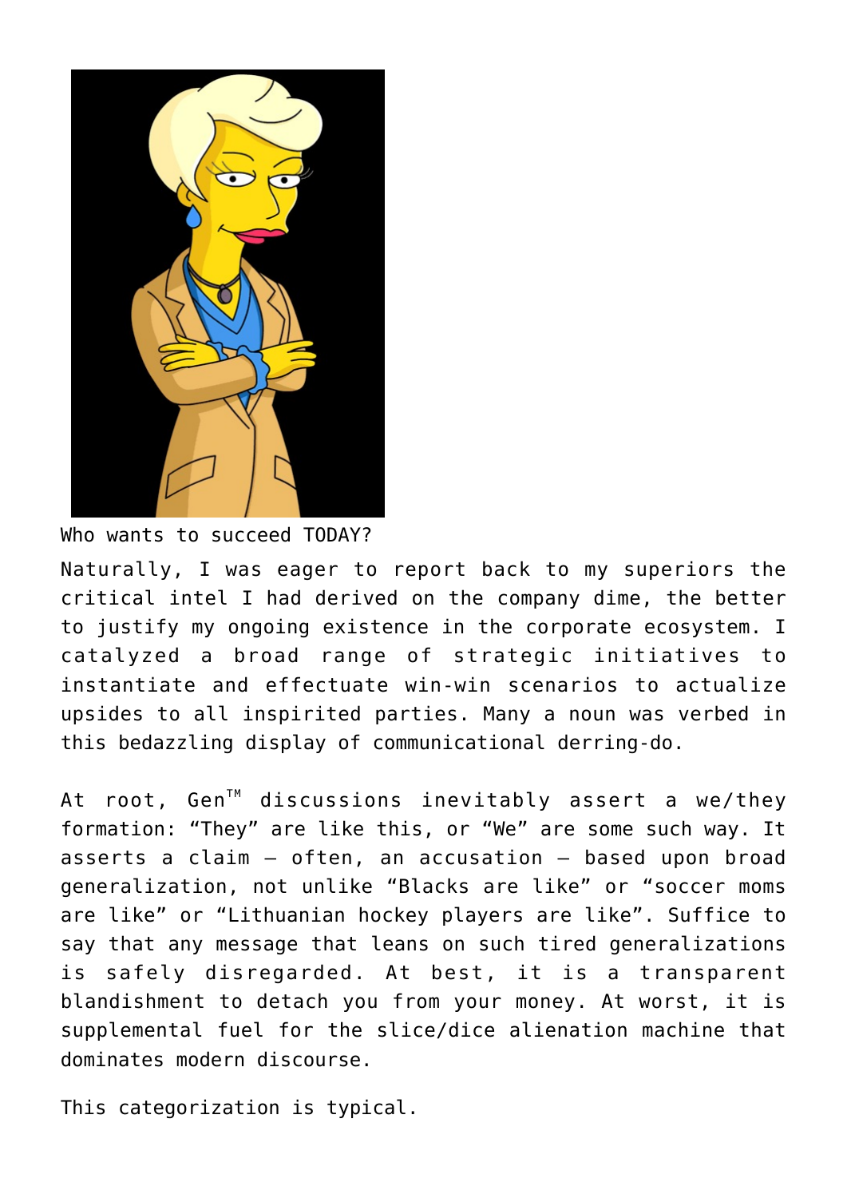Who wants to succeed TODAY?

Naturally, I was eager to report back to my superiors the critical intel I had derived on the company dime, the better to justify my ongoing existence in the corporate ecosystem. I catalyzed a broad range of strategic initiatives to instantiate and effectuate win-win scenarios to actualize upsides to all inspirited parties. Many a noun was verbed in this bedazzling display of communicational derring-do.

At root, Gen™ discussions inevitably assert a we/they formation: "They" are like this, or "We" are some such way. It asserts a claim — often, an accusation — based upon broad generalization, not unlike "Blacks are like" or "soccer moms are like" or "Lithuanian hockey players are like". Suffice to say that any message that leans on such tired generalizations is safely disregarded. At best, it is a transparent blandishment to detach you from your money. At worst, it is supplemental fuel for the slice/dice alienation machine that dominates modern discourse.

This categorization is typical.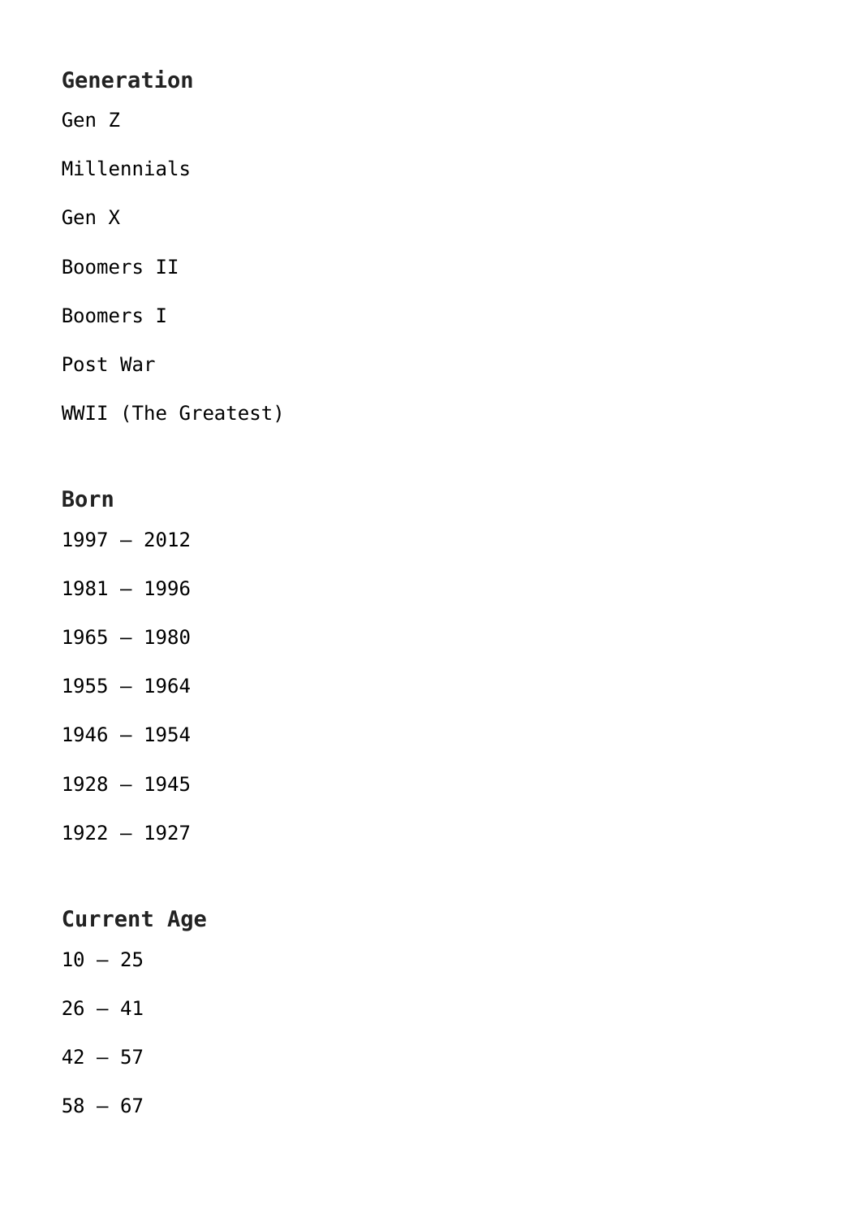**Generation**

Gen Z

Millennials

Gen X

Boomers II

Boomers I

Post War

WWII (The Greatest)

**Born**

1997 – 2012

1981 – 1996

1965 – 1980

1955 – 1964

1946 – 1954

1928 – 1945

1922 – 1927

**Current Age**

10 – 25

26 – 41

42 – 57

58 – 67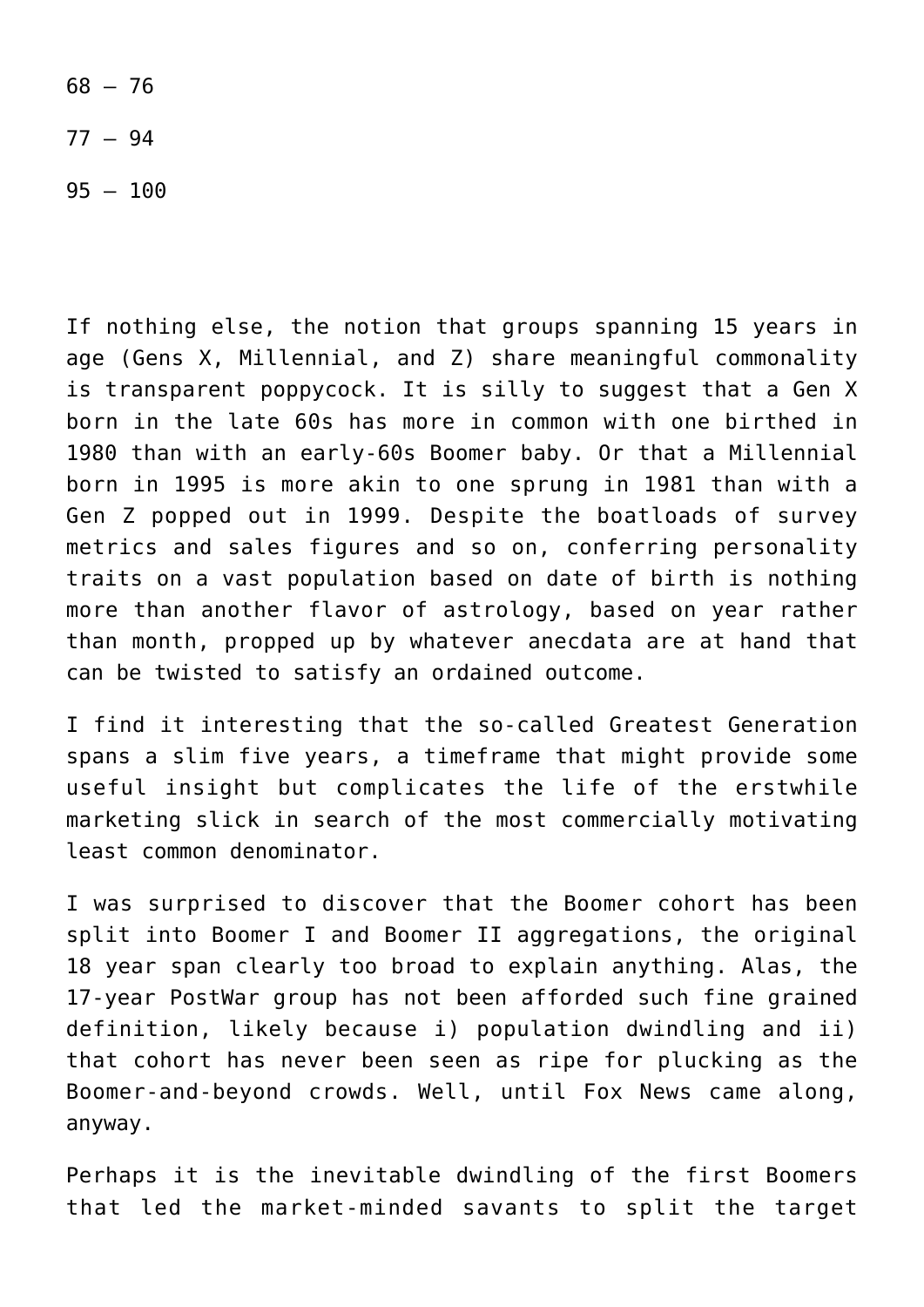68 – 76

77 – 94

95 – 100

If nothing else, the notion that groups spanning 15 years in age (Gens X, Millennial, and Z) share meaningful commonality is transparent poppycock. It is silly to suggest that a Gen X born in the late 60s has more in common with one birthed in 1980 than with an early-60s Boomer baby. Or that a Millennial born in 1995 is more akin to one sprung in 1981 than with a Gen Z popped out in 1999. Despite the boatloads of survey metrics and sales figures and so on, conferring personality traits on a vast population based on date of birth is nothing more than another flavor of astrology, based on year rather than month, propped up by whatever anecdata are at hand that can be twisted to satisfy an ordained outcome.

I find it interesting that the so-called Greatest Generation spans a slim five years, a timeframe that might provide some useful insight but complicates the life of the erstwhile marketing slick in search of the most commercially motivating least common denominator.

I was surprised to discover that the Boomer cohort has been split into Boomer I and Boomer II aggregations, the original 18 year span clearly too broad to explain anything. Alas, the 17-year PostWar group has not been afforded such fine grained definition, likely because i) population dwindling and ii) that cohort has never been seen as ripe for plucking as the Boomer-and-beyond crowds. Well, until Fox News came along, anyway.

Perhaps it is the inevitable dwindling of the first Boomers that led the market-minded savants to split the target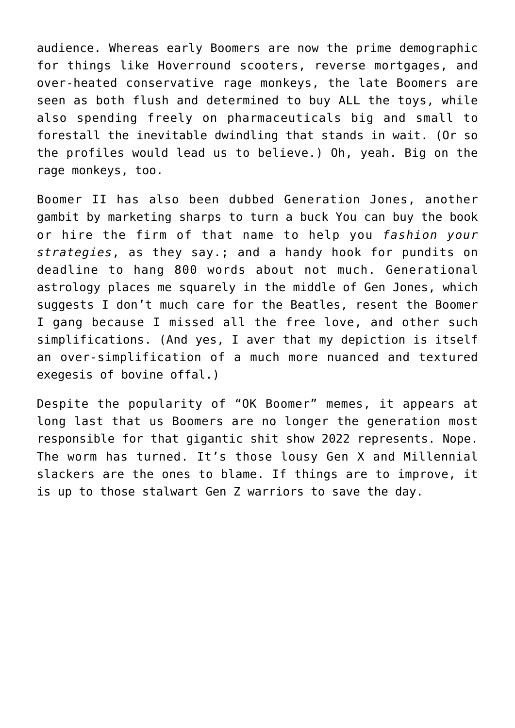audience. Whereas early Boomers are now the prime demographic for things like Hoverround scooters, reverse mortgages, and over-heated conservative rage monkeys, the late Boomers are seen as both flush and determined to buy ALL the toys, while also spending freely on pharmaceuticals big and small to forestall the inevitable dwindling that stands in wait. (Or so the profiles would lead us to believe.) Oh, yeah. Big on the rage monkeys, too.

Boomer II has also been dubbed Generation Jones, another gambit by marketing sharps to turn a buck You can buy the book or hire the firm of that name to help you *fashion your strategies*, as they say.; and a handy hook for pundits on deadline to hang 800 words about not much. Generational astrology places me squarely in the middle of Gen Jones, which suggests I don't much care for the Beatles, resent the Boomer I gang because I missed all the free love, and other such simplifications. (And yes, I aver that my depiction is itself an over-simplification of a much more nuanced and textured exegesis of bovine offal.)

Despite the popularity of "OK Boomer" memes, it appears at long last that us Boomers are no longer the generation most responsible for that gigantic shit show 2022 represents. Nope. The worm has turned. It's those lousy Gen X and Millennial slackers are the ones to blame. If things are to improve, it is up to those stalwart Gen Z warriors to save the day.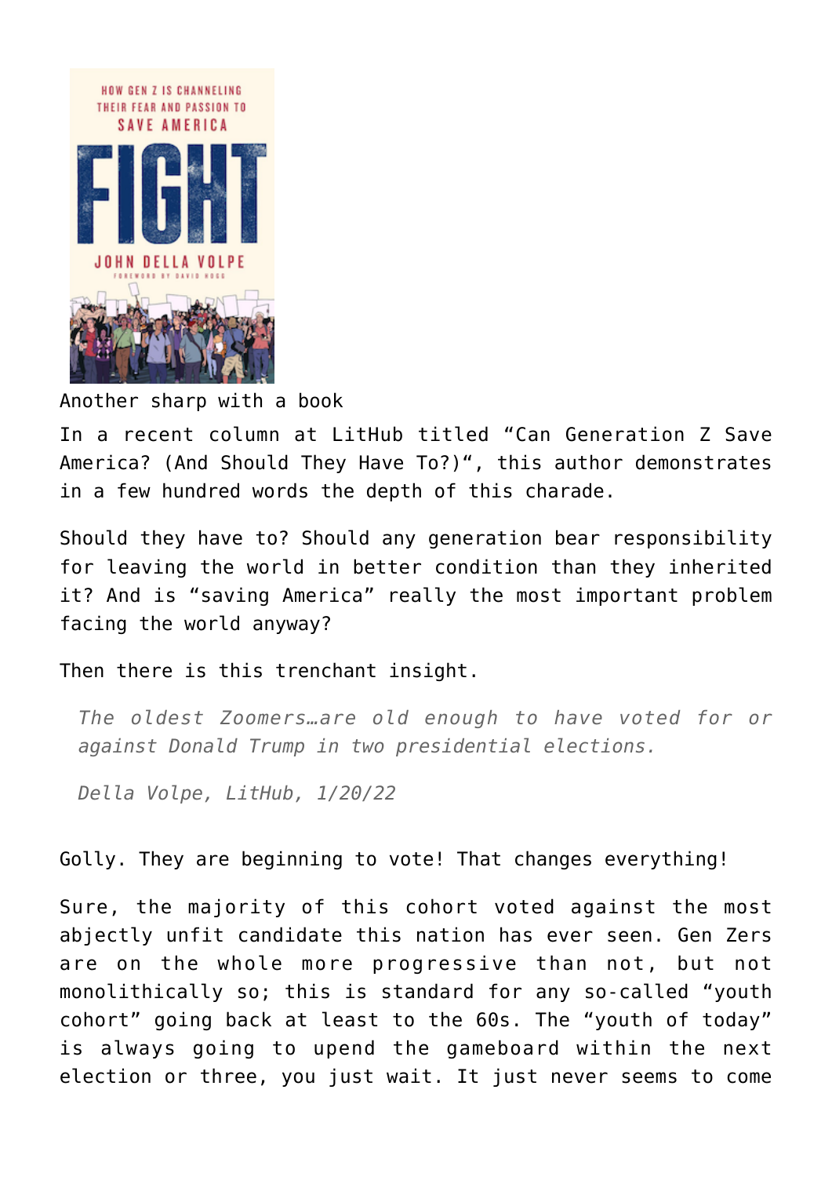Another sharp with a book

In a recent column at LitHub titled "Can Generation Z Save America? (And Should They Have To?)", this author demonstrates in a few hundred words the depth of this charade.

Should they have to? Should any generation bear responsibility for leaving the world in better condition than they inherited it? And is "saving America" really the most important problem facing the world anyway?

Then there is this trenchant insight.

> *The oldest Zoomers…are old enough to have voted for or against Donald Trump in two presidential elections.*
>
> *Della Volpe, LitHub, 1/20/22*

Golly. They are beginning to vote! That changes everything!

Sure, the majority of this cohort voted against the most abjectly unfit candidate this nation has ever seen. Gen Zers are on the whole more progressive than not, but not monolithically so; this is standard for any so-called "youth cohort" going back at least to the 60s. The "youth of today" is always going to upend the gameboard within the next election or three, you just wait. It just never seems to come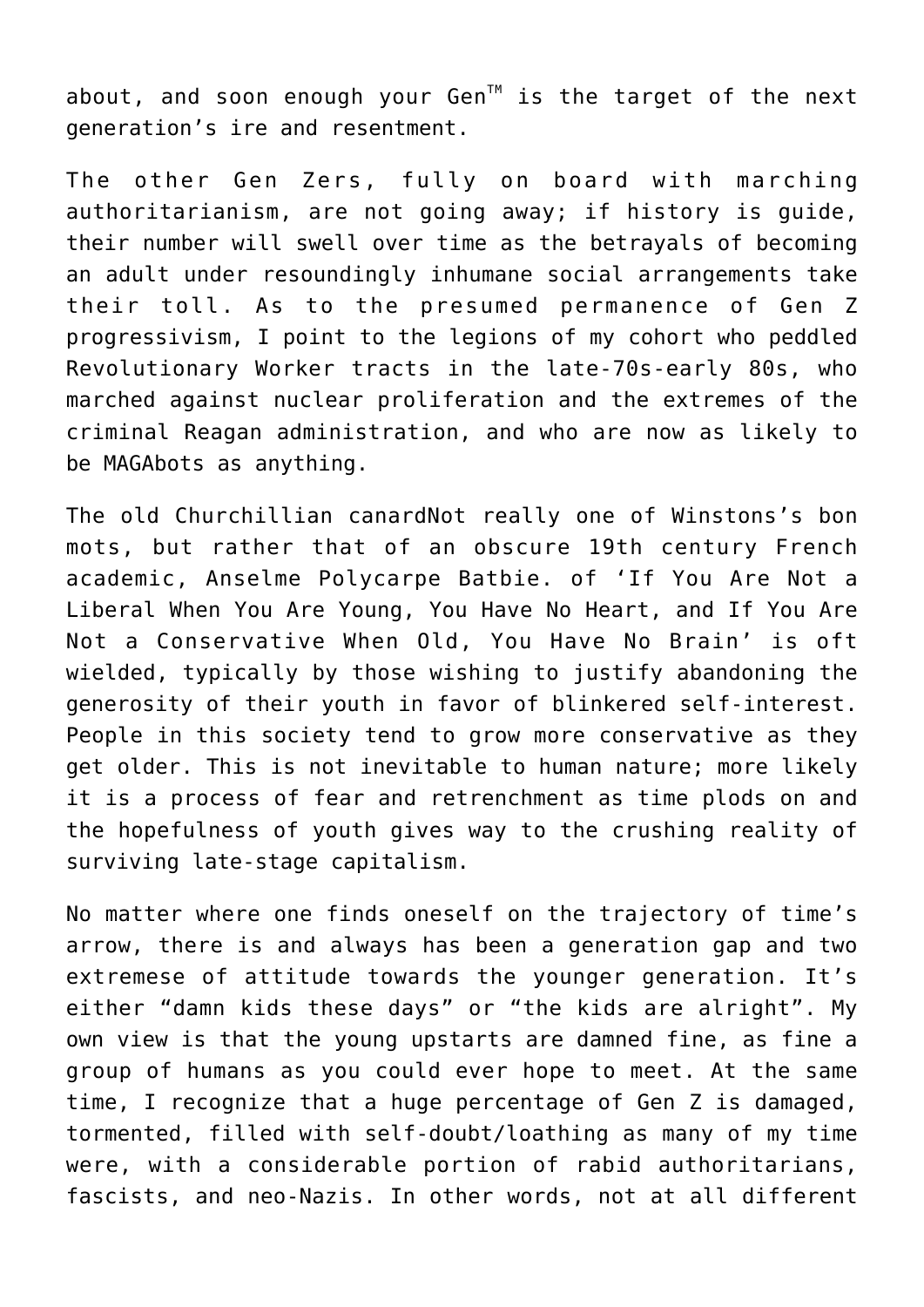about, and soon enough your Gen™ is the target of the next generation's ire and resentment.

The other Gen Zers, fully on board with marching authoritarianism, are not going away; if history is guide, their number will swell over time as the betrayals of becoming an adult under resoundingly inhumane social arrangements take their toll. As to the presumed permanence of Gen Z progressivism, I point to the legions of my cohort who peddled Revolutionary Worker tracts in the late-70s-early 80s, who marched against nuclear proliferation and the extremes of the criminal Reagan administration, and who are now as likely to be MAGAbots as anything.

The old Churchillian canardNot really one of Winstons's bon mots, but rather that of an obscure 19th century French academic, Anselme Polycarpe Batbie. of 'If You Are Not a Liberal When You Are Young, You Have No Heart, and If You Are Not a Conservative When Old, You Have No Brain' is oft wielded, typically by those wishing to justify abandoning the generosity of their youth in favor of blinkered self-interest. People in this society tend to grow more conservative as they get older. This is not inevitable to human nature; more likely it is a process of fear and retrenchment as time plods on and the hopefulness of youth gives way to the crushing reality of surviving late-stage capitalism.

No matter where one finds oneself on the trajectory of time's arrow, there is and always has been a generation gap and two extremese of attitude towards the younger generation. It's either "damn kids these days" or "the kids are alright". My own view is that the young upstarts are damned fine, as fine a group of humans as you could ever hope to meet. At the same time, I recognize that a huge percentage of Gen Z is damaged, tormented, filled with self-doubt/loathing as many of my time were, with a considerable portion of rabid authoritarians, fascists, and neo-Nazis. In other words, not at all different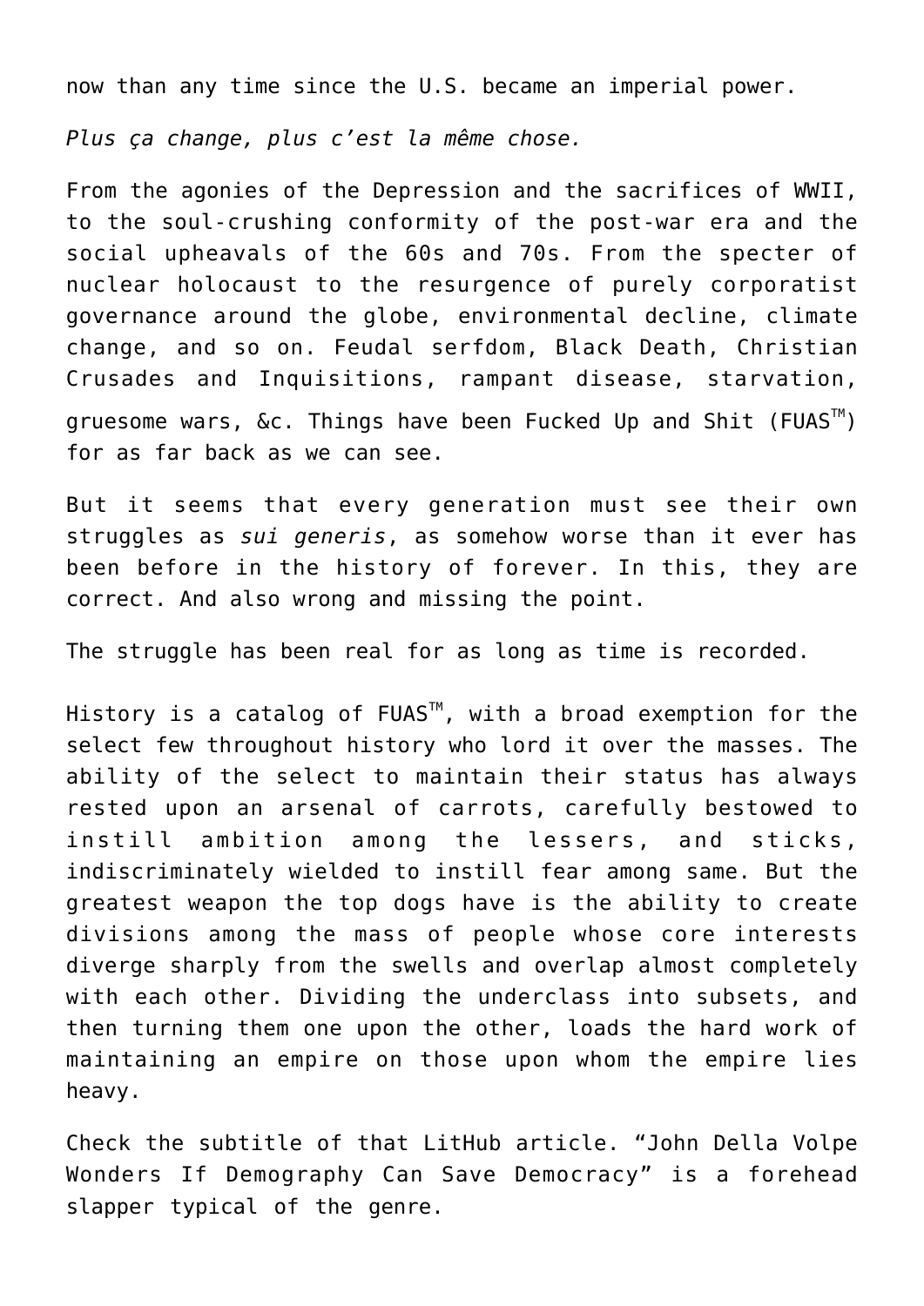now than any time since the U.S. became an imperial power.

*Plus ça change, plus c'est la même chose.*

From the agonies of the Depression and the sacrifices of WWII, to the soul-crushing conformity of the post-war era and the social upheavals of the 60s and 70s. From the specter of nuclear holocaust to the resurgence of purely corporatist governance around the globe, environmental decline, climate change, and so on. Feudal serfdom, Black Death, Christian Crusades and Inquisitions, rampant disease, starvation, gruesome wars, &c. Things have been Fucked Up and Shit (FUAS™) for as far back as we can see.

But it seems that every generation must see their own struggles as *sui generis*, as somehow worse than it ever has been before in the history of forever. In this, they are correct. And also wrong and missing the point.

The struggle has been real for as long as time is recorded.

History is a catalog of FUAS™, with a broad exemption for the select few throughout history who lord it over the masses. The ability of the select to maintain their status has always rested upon an arsenal of carrots, carefully bestowed to instill ambition among the lessers, and sticks, indiscriminately wielded to instill fear among same. But the greatest weapon the top dogs have is the ability to create divisions among the mass of people whose core interests diverge sharply from the swells and overlap almost completely with each other. Dividing the underclass into subsets, and then turning them one upon the other, loads the hard work of maintaining an empire on those upon whom the empire lies heavy.

Check the subtitle of that LitHub article. "John Della Volpe Wonders If Demography Can Save Democracy" is a forehead slapper typical of the genre.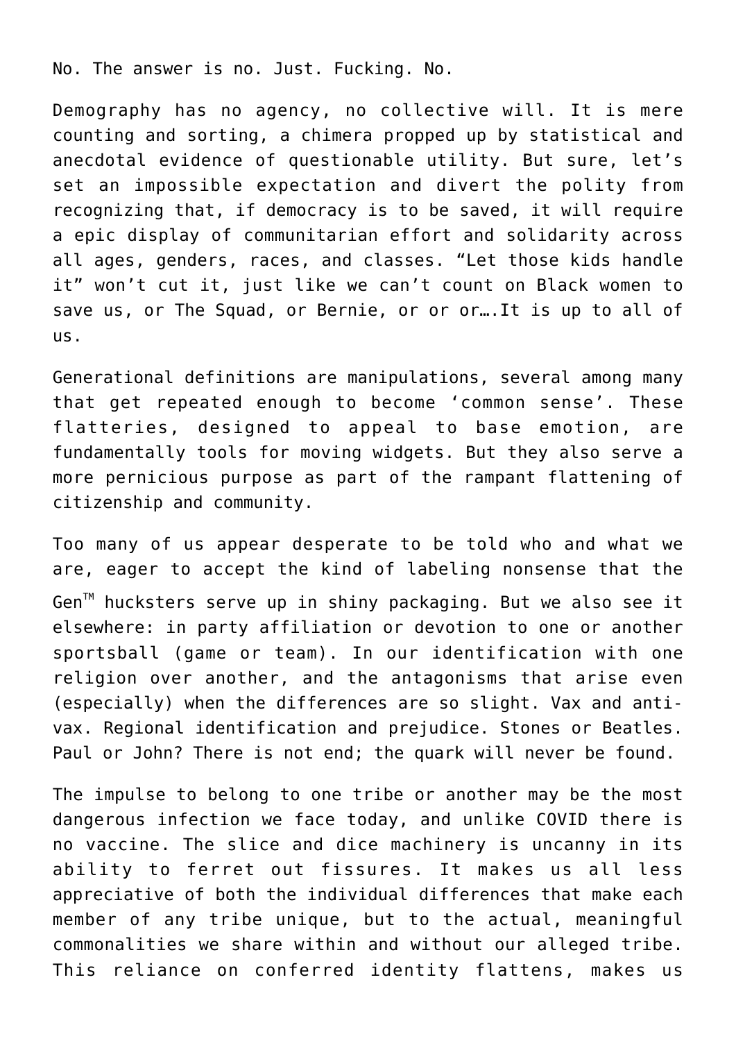No. The answer is no. Just. Fucking. No.

Demography has no agency, no collective will. It is mere counting and sorting, a chimera propped up by statistical and anecdotal evidence of questionable utility. But sure, let's set an impossible expectation and divert the polity from recognizing that, if democracy is to be saved, it will require a epic display of communitarian effort and solidarity across all ages, genders, races, and classes. "Let those kids handle it" won't cut it, just like we can't count on Black women to save us, or The Squad, or Bernie, or or or….It is up to all of us.

Generational definitions are manipulations, several among many that get repeated enough to become 'common sense'. These flatteries, designed to appeal to base emotion, are fundamentally tools for moving widgets. But they also serve a more pernicious purpose as part of the rampant flattening of citizenship and community.

Too many of us appear desperate to be told who and what we are, eager to accept the kind of labeling nonsense that the Gen™ hucksters serve up in shiny packaging. But we also see it elsewhere: in party affiliation or devotion to one or another sportsball (game or team). In our identification with one religion over another, and the antagonisms that arise even (especially) when the differences are so slight. Vax and anti-vax. Regional identification and prejudice. Stones or Beatles. Paul or John? There is not end; the quark will never be found.

The impulse to belong to one tribe or another may be the most dangerous infection we face today, and unlike COVID there is no vaccine. The slice and dice machinery is uncanny in its ability to ferret out fissures. It makes us all less appreciative of both the individual differences that make each member of any tribe unique, but to the actual, meaningful commonalities we share within and without our alleged tribe. This reliance on conferred identity flattens, makes us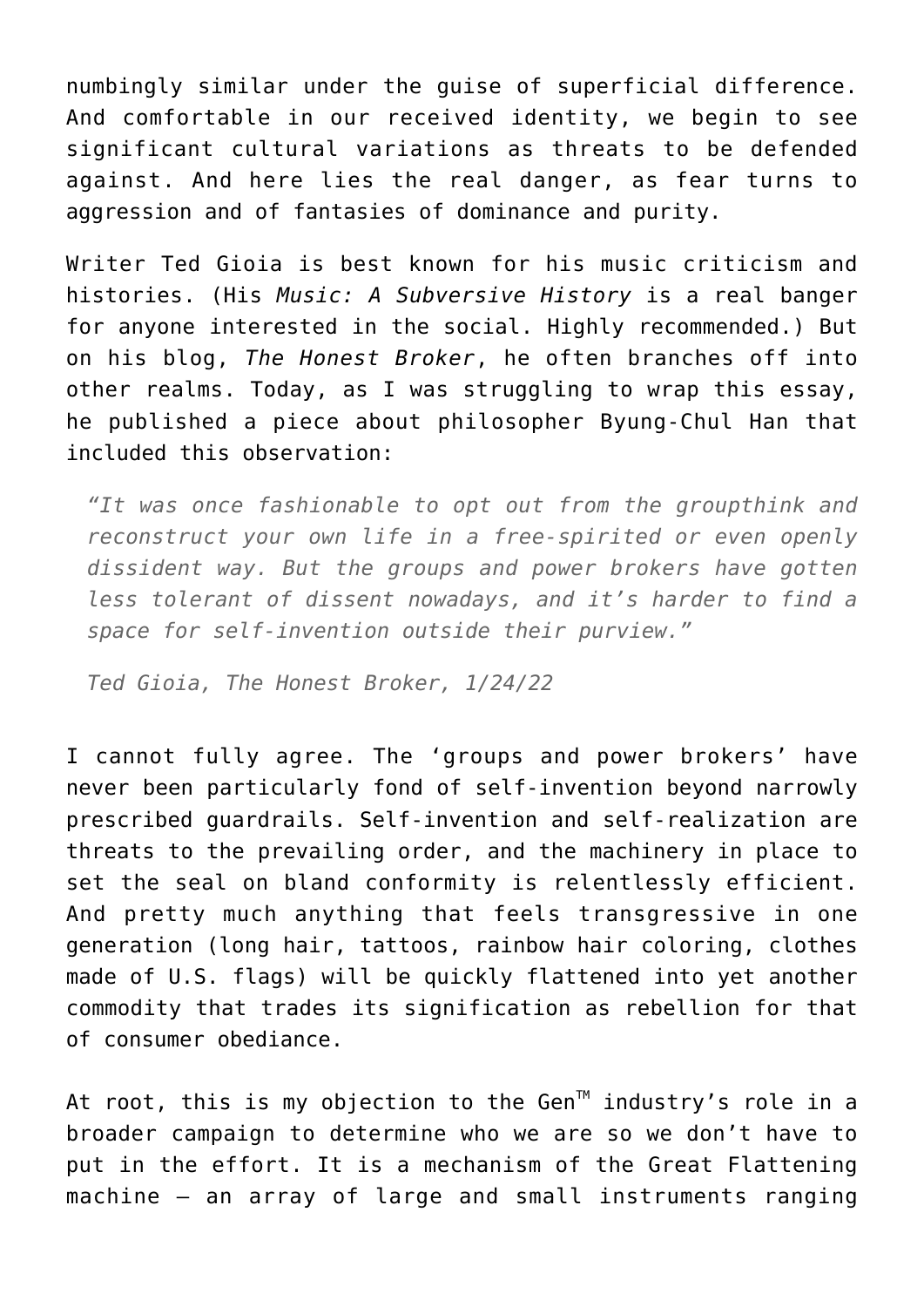numbingly similar under the guise of superficial difference. And comfortable in our received identity, we begin to see significant cultural variations as threats to be defended against. And here lies the real danger, as fear turns to aggression and of fantasies of dominance and purity.

Writer Ted Gioia is best known for his music criticism and histories. (His *Music: A Subversive History* is a real banger for anyone interested in the social. Highly recommended.) But on his blog, *The Honest Broker*, he often branches off into other realms. Today, as I was struggling to wrap this essay, he published a piece about philosopher Byung-Chul Han that included this observation:

> *"It was once fashionable to opt out from the groupthink and reconstruct your own life in a free-spirited or even openly dissident way. But the groups and power brokers have gotten less tolerant of dissent nowadays, and it's harder to find a space for self-invention outside their purview."*
>
> *Ted Gioia, The Honest Broker, 1/24/22*

I cannot fully agree. The 'groups and power brokers' have never been particularly fond of self-invention beyond narrowly prescribed guardrails. Self-invention and self-realization are threats to the prevailing order, and the machinery in place to set the seal on bland conformity is relentlessly efficient. And pretty much anything that feels transgressive in one generation (long hair, tattoos, rainbow hair coloring, clothes made of U.S. flags) will be quickly flattened into yet another commodity that trades its signification as rebellion for that of consumer obediance.

At root, this is my objection to the Gen™ industry's role in a broader campaign to determine who we are so we don't have to put in the effort. It is a mechanism of the Great Flattening machine – an array of large and small instruments ranging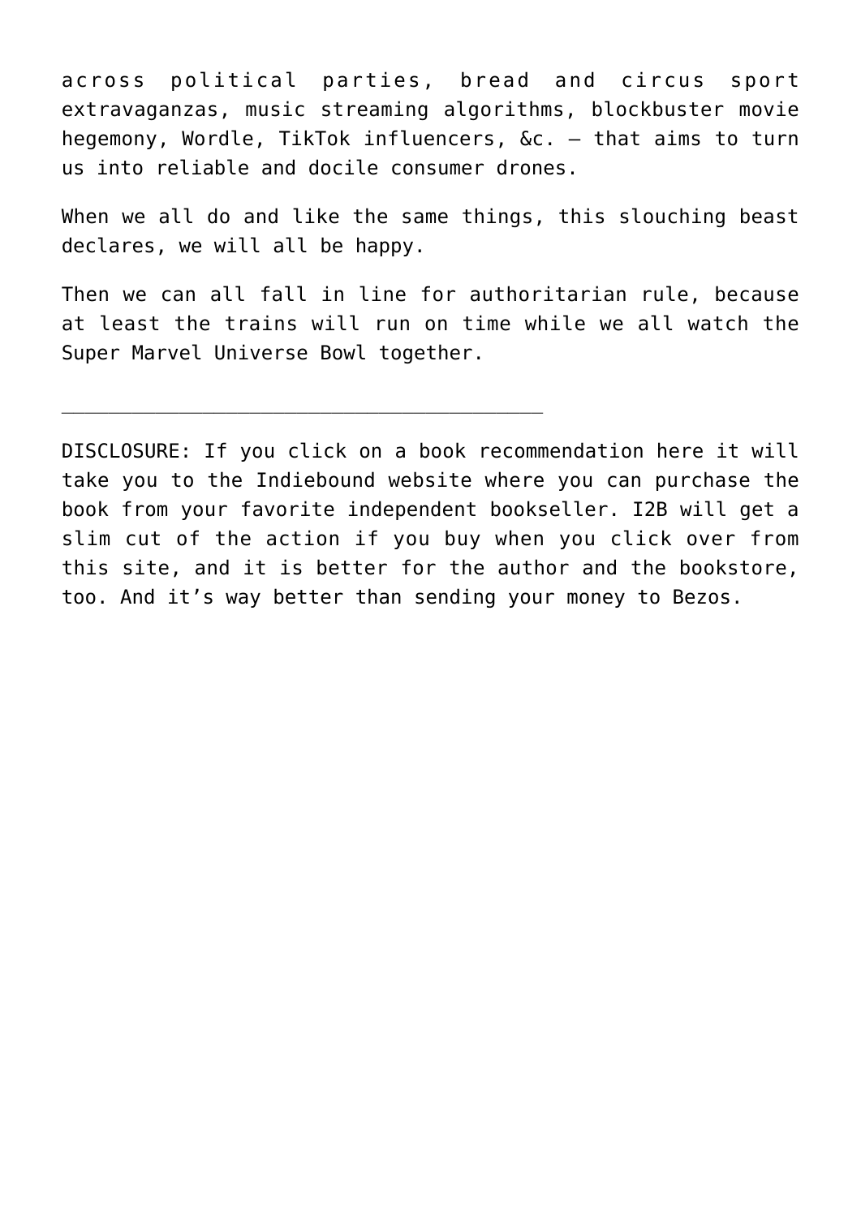across political parties, bread and circus sport extravaganzas, music streaming algorithms, blockbuster movie hegemony, Wordle, TikTok influencers, &c. – that aims to turn us into reliable and docile consumer drones.

When we all do and like the same things, this slouching beast declares, we will all be happy.

Then we can all fall in line for authoritarian rule, because at least the trains will run on time while we all watch the Super Marvel Universe Bowl together.

---

DISCLOSURE: If you click on a book recommendation here it will take you to the Indiebound website where you can purchase the book from your favorite independent bookseller. I2B will get a slim cut of the action if you buy when you click over from this site, and it is better for the author and the bookstore, too. And it's way better than sending your money to Bezos.